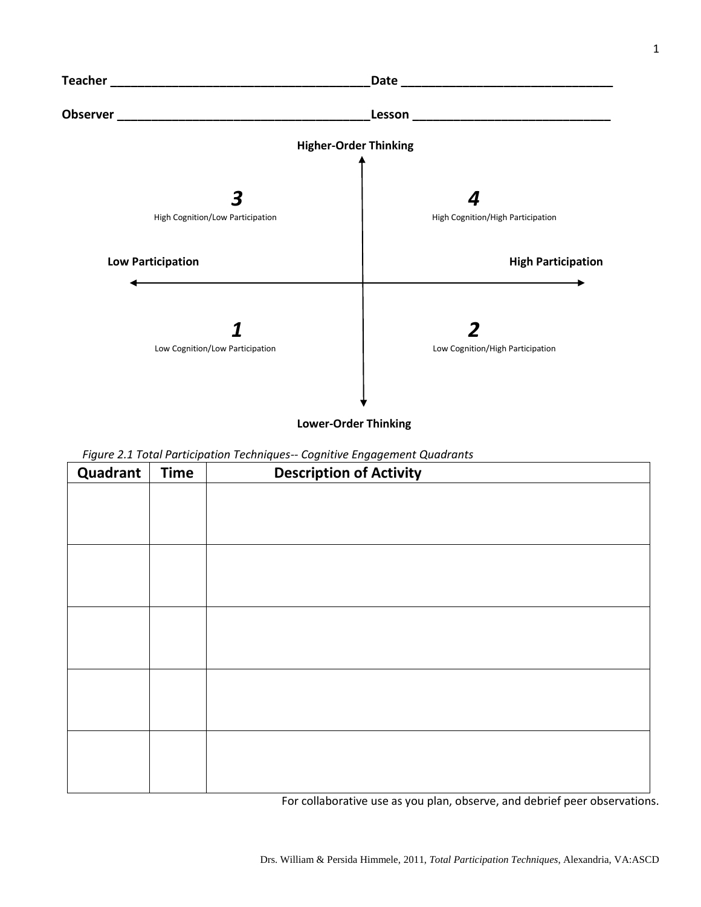**Teacher** ______________________________________ **Date** ______________________________

**Observer** _____________________________________ **Lesson** ____________________________

**Higher-Order Thinking**

***3***
High Cognition/Low Participation

***4***
High Cognition/High Participation

**Low Participation** **High Participation**

***1***
Low Cognition/Low Participation

***2***
Low Cognition/High Participation

**Lower-Order Thinking**

*Figure 2.1 Total Participation Techniques-- Cognitive Engagement Quadrants*

| Quadrant | Time | Description of Activity |
|---|---|---|
| | | |
| | | |
| | | |
| | | |
| | | |

For collaborative use as you plan, observe, and debrief peer observations.

Drs. William & Persida Himmele, 2011, *Total Participation Techniques*, Alexandria, VA:ASCD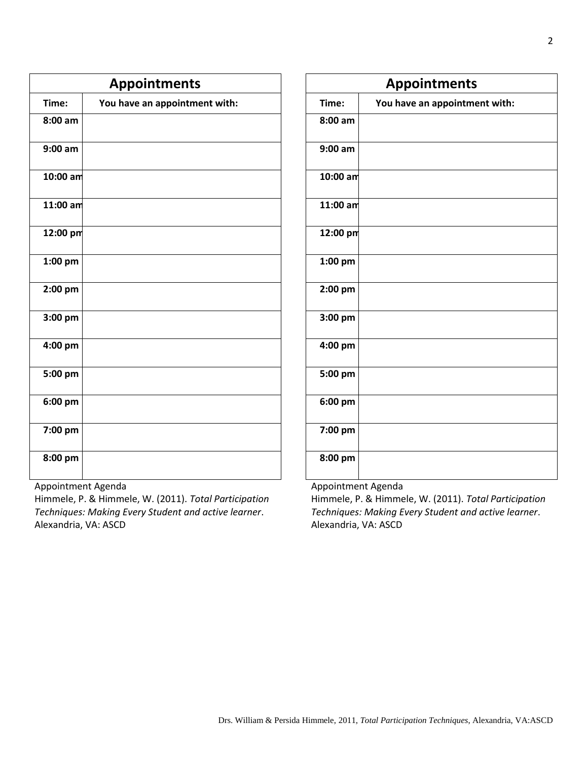| Appointments | |
|---|---|
| **Time:** | **You have an appointment with:** |
| **8:00 am** | |
| **9:00 am** | |
| **10:00 am** | |
| **11:00 am** | |
| **12:00 pm** | |
| **1:00 pm** | |
| **2:00 pm** | |
| **3:00 pm** | |
| **4:00 pm** | |
| **5:00 pm** | |
| **6:00 pm** | |
| **7:00 pm** | |
| **8:00 pm** | |

Appointment Agenda
Himmele, P. & Himmele, W. (2011). *Total Participation Techniques: Making Every Student and active learner*. Alexandria, VA: ASCD

| Appointments | |
|---|---|
| **Time:** | **You have an appointment with:** |
| **8:00 am** | |
| **9:00 am** | |
| **10:00 am** | |
| **11:00 am** | |
| **12:00 pm** | |
| **1:00 pm** | |
| **2:00 pm** | |
| **3:00 pm** | |
| **4:00 pm** | |
| **5:00 pm** | |
| **6:00 pm** | |
| **7:00 pm** | |
| **8:00 pm** | |

Appointment Agenda
Himmele, P. & Himmele, W. (2011). *Total Participation Techniques: Making Every Student and active learner*. Alexandria, VA: ASCD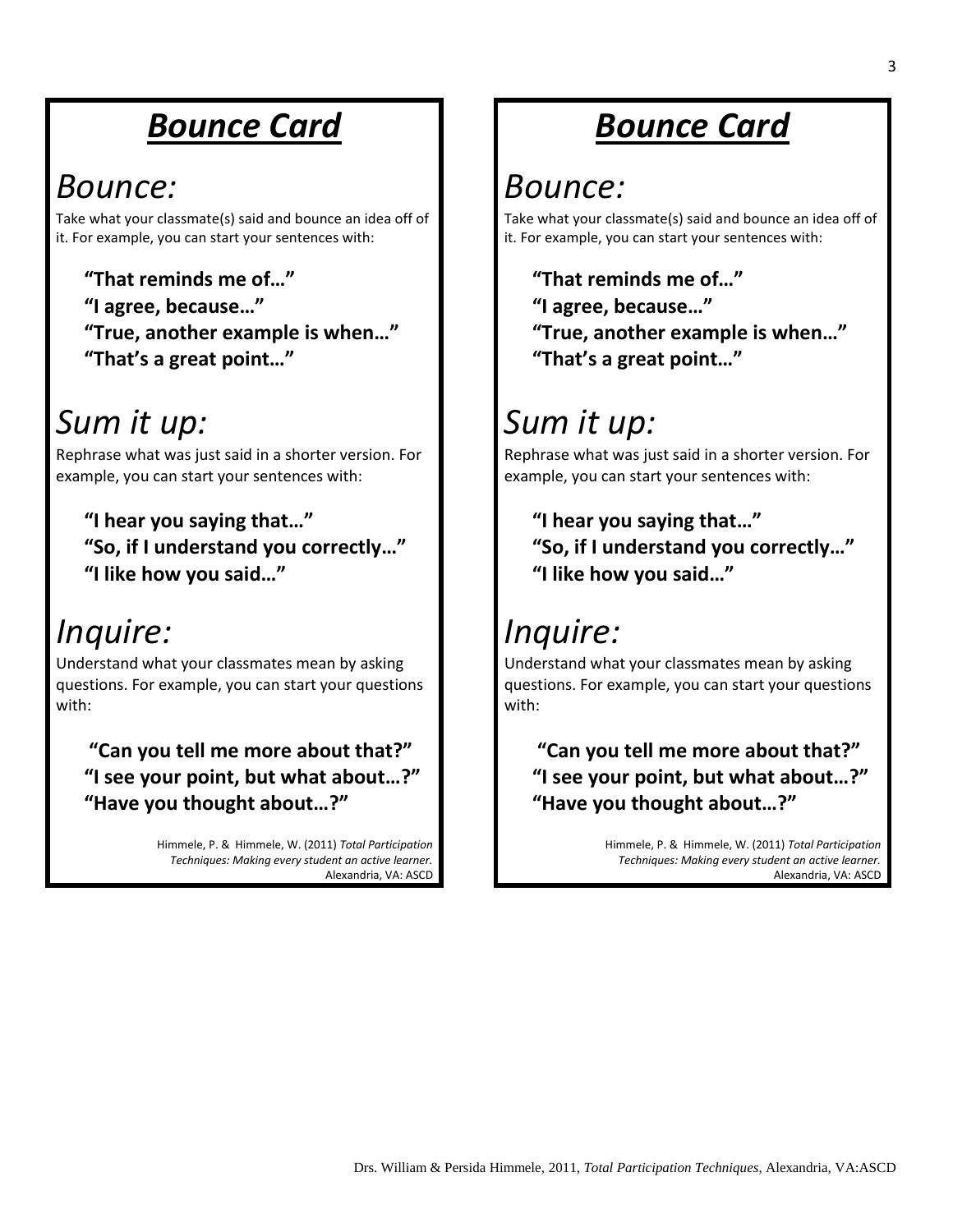# Bounce Card

## Bounce:

Take what your classmate(s) said and bounce an idea off of it. For example, you can start your sentences with:

**"That reminds me of…"**
**"I agree, because…"**
**"True, another example is when…"**
**"That's a great point…"**

## Sum it up:

Rephrase what was just said in a shorter version. For example, you can start your sentences with:

**"I hear you saying that…"**
**"So, if I understand you correctly…"**
**"I like how you said…"**

## Inquire:

Understand what your classmates mean by asking questions. For example, you can start your questions with:

**"Can you tell me more about that?"**
**"I see your point, but what about…?"**
**"Have you thought about…?"**

Himmele, P. & Himmele, W. (2011) *Total Participation Techniques: Making every student an active learner.* Alexandria, VA: ASCD

# Bounce Card

## Bounce:

Take what your classmate(s) said and bounce an idea off of it. For example, you can start your sentences with:

**"That reminds me of…"**
**"I agree, because…"**
**"True, another example is when…"**
**"That's a great point…"**

## Sum it up:

Rephrase what was just said in a shorter version. For example, you can start your sentences with:

**"I hear you saying that…"**
**"So, if I understand you correctly…"**
**"I like how you said…"**

## Inquire:

Understand what your classmates mean by asking questions. For example, you can start your questions with:

**"Can you tell me more about that?"**
**"I see your point, but what about…?"**
**"Have you thought about…?"**

Himmele, P. & Himmele, W. (2011) *Total Participation Techniques: Making every student an active learner.* Alexandria, VA: ASCD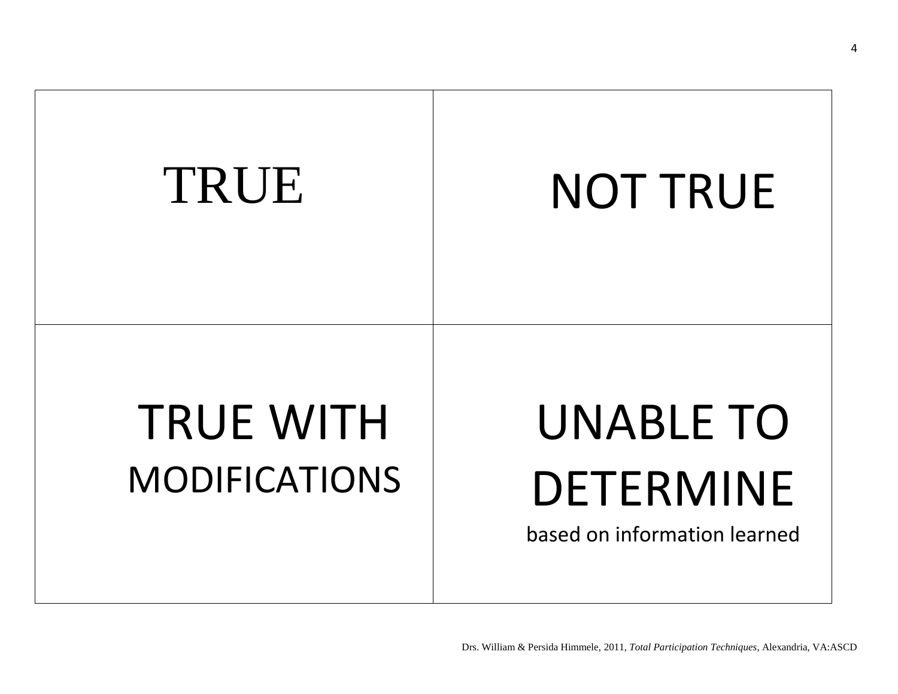| TRUE | NOT TRUE |
| --- | --- |
| TRUE WITH MODIFICATIONS | UNABLE TO DETERMINE based on information learned |

Drs. William & Persida Himmele, 2011, *Total Participation Techniques*, Alexandria, VA:ASCD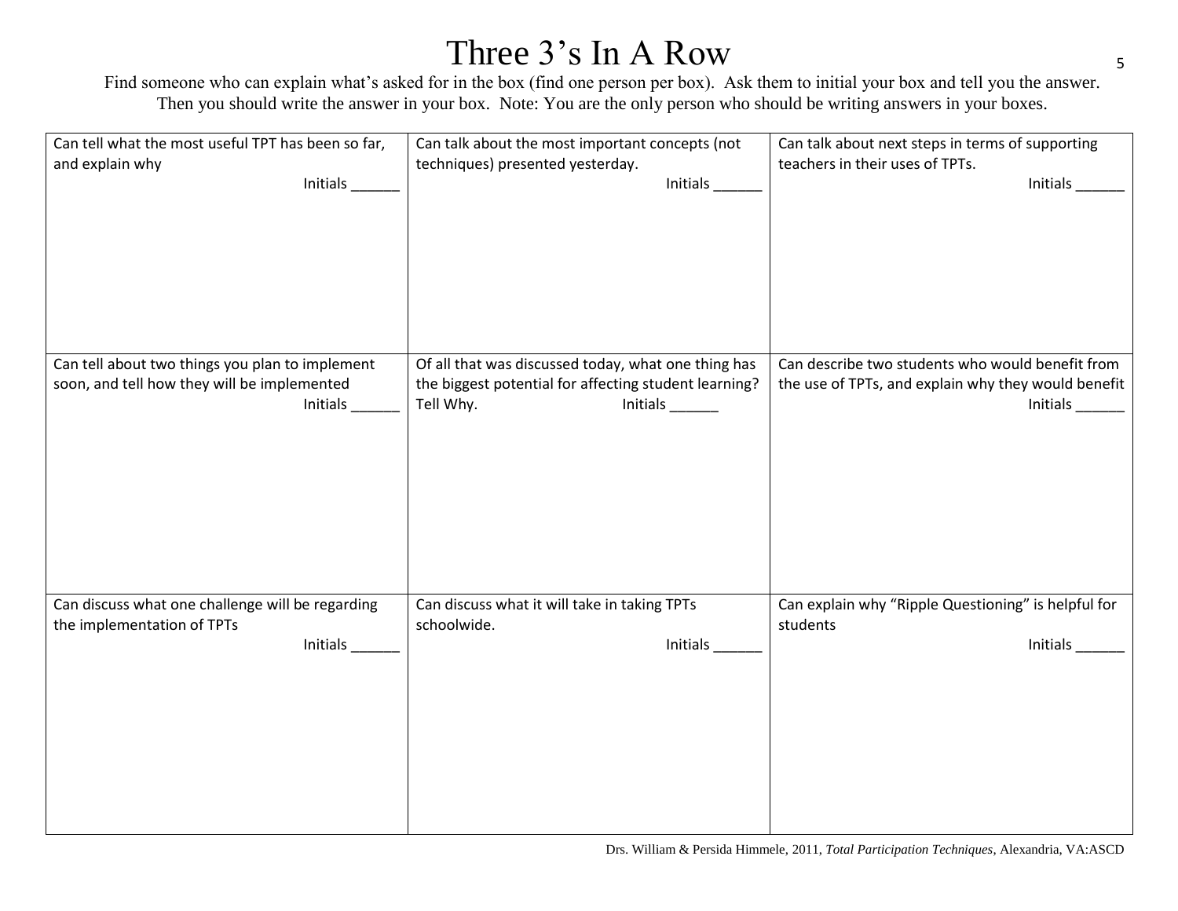# Three 3's In A Row

Find someone who can explain what's asked for in the box (find one person per box). Ask them to initial your box and tell you the answer. Then you should write the answer in your box. Note: You are the only person who should be writing answers in your boxes.

| | | |
|---|---|---|
| Can tell what the most useful TPT has been so far, and explain why<br>Initials ______ | Can talk about the most important concepts (not techniques) presented yesterday.<br>Initials ______ | Can talk about next steps in terms of supporting teachers in their uses of TPTs.<br>Initials ______ |
| Can tell about two things you plan to implement soon, and tell how they will be implemented<br>Initials ______ | Of all that was discussed today, what one thing has the biggest potential for affecting student learning? Tell Why. Initials ______ | Can describe two students who would benefit from the use of TPTs, and explain why they would benefit<br>Initials ______ |
| Can discuss what one challenge will be regarding the implementation of TPTs<br>Initials ______ | Can discuss what it will take in taking TPTs schoolwide.<br>Initials ______ | Can explain why "Ripple Questioning" is helpful for students<br>Initials ______ |

Drs. William & Persida Himmele, 2011, *Total Participation Techniques*, Alexandria, VA:ASCD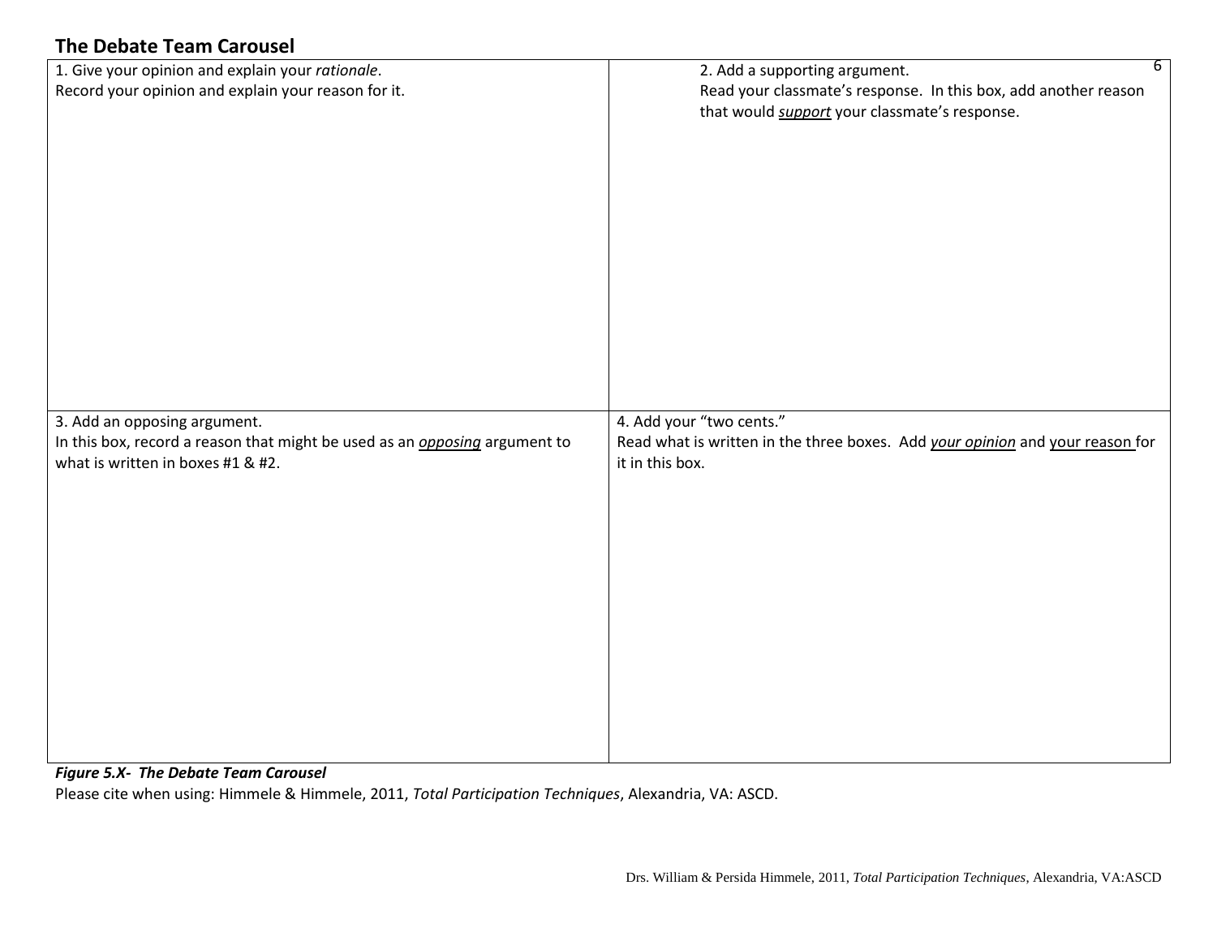## The Debate Team Carousel

| 1. Give your opinion and explain your *rationale*.<br>Record your opinion and explain your reason for it. | 2. Add a supporting argument.<br>Read your classmate's response. In this box, add another reason that would ***support*** your classmate's response. |
|---|---|
| 3. Add an opposing argument.<br>In this box, record a reason that might be used as an ***opposing*** argument to what is written in boxes #1 & #2. | 4. Add your "two cents."<br>Read what is written in the three boxes. Add ***your opinion*** and your reason for it in this box. |

***Figure 5.X- The Debate Team Carousel***

Please cite when using: Himmele & Himmele, 2011, *Total Participation Techniques*, Alexandria, VA: ASCD.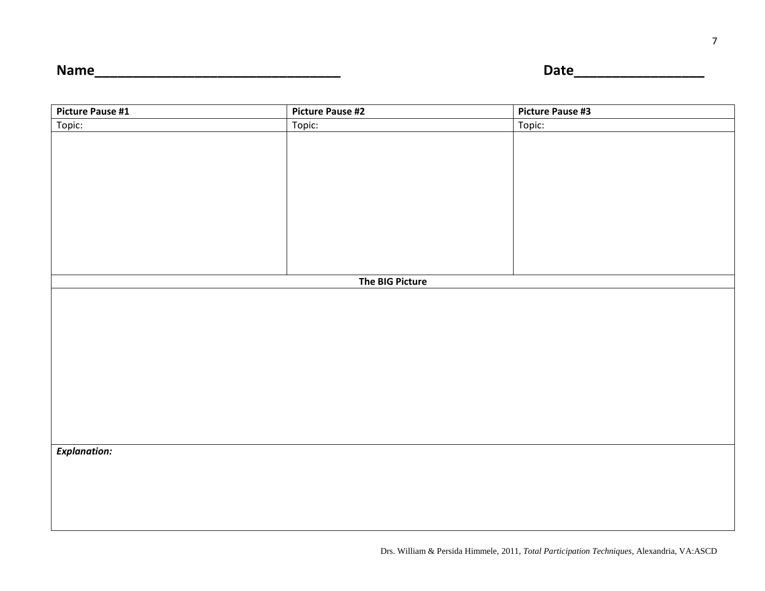**Name\_\_\_\_\_\_\_\_\_\_\_\_\_\_\_\_\_\_\_\_\_\_\_\_\_\_\_\_\_\_\_\_\_**　　　　**Date\_\_\_\_\_\_\_\_\_\_\_\_\_\_\_\_\_\_**

| **Picture Pause #1** | **Picture Pause #2** | **Picture Pause #3** |
|---|---|---|
| Topic: | Topic: | Topic: |
| | | |
| **The BIG Picture** | | |
| | | |
| ***Explanation:*** | | |

Drs. William & Persida Himmele, 2011, *Total Participation Techniques*, Alexandria, VA:ASCD